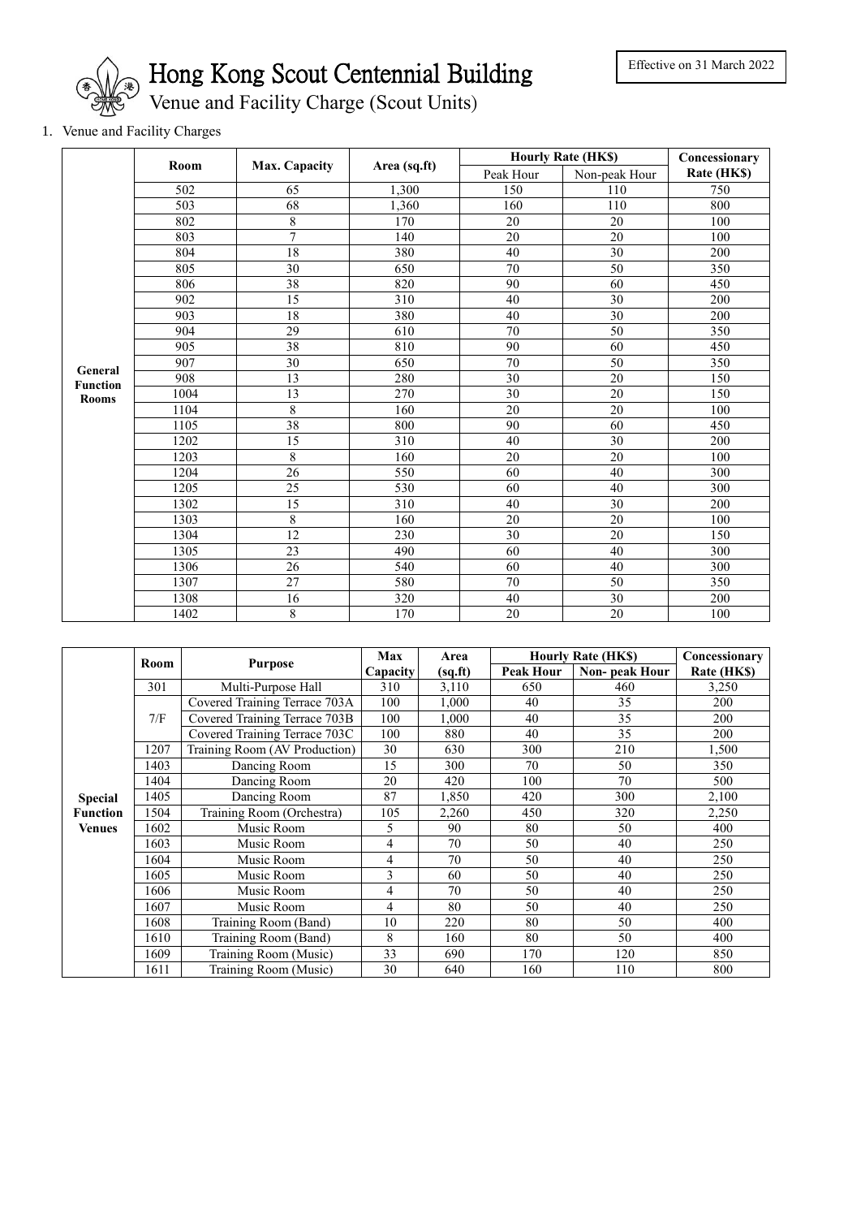# Hong Kong Scout Centennial Building

## Venue and Facility Charge (Scout Units)

Effective on 31 March 2022

1. Venue and Facility Charges

| | Room | Max. Capacity | Area (sq.ft) | Hourly Rate (HK$) | | Concessionary Rate (HK$) |
|---|---|---|---|---|---|---|
| | | | | Peak Hour | Non-peak Hour | |
| **General Function Rooms** | 502 | 65 | 1,300 | 150 | 110 | 750 |
| | 503 | 68 | 1,360 | 160 | 110 | 800 |
| | 802 | 8 | 170 | 20 | 20 | 100 |
| | 803 | 7 | 140 | 20 | 20 | 100 |
| | 804 | 18 | 380 | 40 | 30 | 200 |
| | 805 | 30 | 650 | 70 | 50 | 350 |
| | 806 | 38 | 820 | 90 | 60 | 450 |
| | 902 | 15 | 310 | 40 | 30 | 200 |
| | 903 | 18 | 380 | 40 | 30 | 200 |
| | 904 | 29 | 610 | 70 | 50 | 350 |
| | 905 | 38 | 810 | 90 | 60 | 450 |
| | 907 | 30 | 650 | 70 | 50 | 350 |
| | 908 | 13 | 280 | 30 | 20 | 150 |
| | 1004 | 13 | 270 | 30 | 20 | 150 |
| | 1104 | 8 | 160 | 20 | 20 | 100 |
| | 1105 | 38 | 800 | 90 | 60 | 450 |
| | 1202 | 15 | 310 | 40 | 30 | 200 |
| | 1203 | 8 | 160 | 20 | 20 | 100 |
| | 1204 | 26 | 550 | 60 | 40 | 300 |
| | 1205 | 25 | 530 | 60 | 40 | 300 |
| | 1302 | 15 | 310 | 40 | 30 | 200 |
| | 1303 | 8 | 160 | 20 | 20 | 100 |
| | 1304 | 12 | 230 | 30 | 20 | 150 |
| | 1305 | 23 | 490 | 60 | 40 | 300 |
| | 1306 | 26 | 540 | 60 | 40 | 300 |
| | 1307 | 27 | 580 | 70 | 50 | 350 |
| | 1308 | 16 | 320 | 40 | 30 | 200 |
| | 1402 | 8 | 170 | 20 | 20 | 100 |

| | Room | Purpose | Max Capacity | Area (sq.ft) | Hourly Rate (HK$) | | Concessionary Rate (HK$) |
|---|---|---|---|---|---|---|---|
| | | | | | Peak Hour | Non- peak Hour | |
| **Special Function Venues** | 301 | Multi-Purpose Hall | 310 | 3,110 | 650 | 460 | 3,250 |
| | 7/F | Covered Training Terrace 703A | 100 | 1,000 | 40 | 35 | 200 |
| | | Covered Training Terrace 703B | 100 | 1,000 | 40 | 35 | 200 |
| | | Covered Training Terrace 703C | 100 | 880 | 40 | 35 | 200 |
| | 1207 | Training Room (AV Production) | 30 | 630 | 300 | 210 | 1,500 |
| | 1403 | Dancing Room | 15 | 300 | 70 | 50 | 350 |
| | 1404 | Dancing Room | 20 | 420 | 100 | 70 | 500 |
| | 1405 | Dancing Room | 87 | 1,850 | 420 | 300 | 2,100 |
| | 1504 | Training Room (Orchestra) | 105 | 2,260 | 450 | 320 | 2,250 |
| | 1602 | Music Room | 5 | 90 | 80 | 50 | 400 |
| | 1603 | Music Room | 4 | 70 | 50 | 40 | 250 |
| | 1604 | Music Room | 4 | 70 | 50 | 40 | 250 |
| | 1605 | Music Room | 3 | 60 | 50 | 40 | 250 |
| | 1606 | Music Room | 4 | 70 | 50 | 40 | 250 |
| | 1607 | Music Room | 4 | 80 | 50 | 40 | 250 |
| | 1608 | Training Room (Band) | 10 | 220 | 80 | 50 | 400 |
| | 1610 | Training Room (Band) | 8 | 160 | 80 | 50 | 400 |
| | 1609 | Training Room (Music) | 33 | 690 | 170 | 120 | 850 |
| | 1611 | Training Room (Music) | 30 | 640 | 160 | 110 | 800 |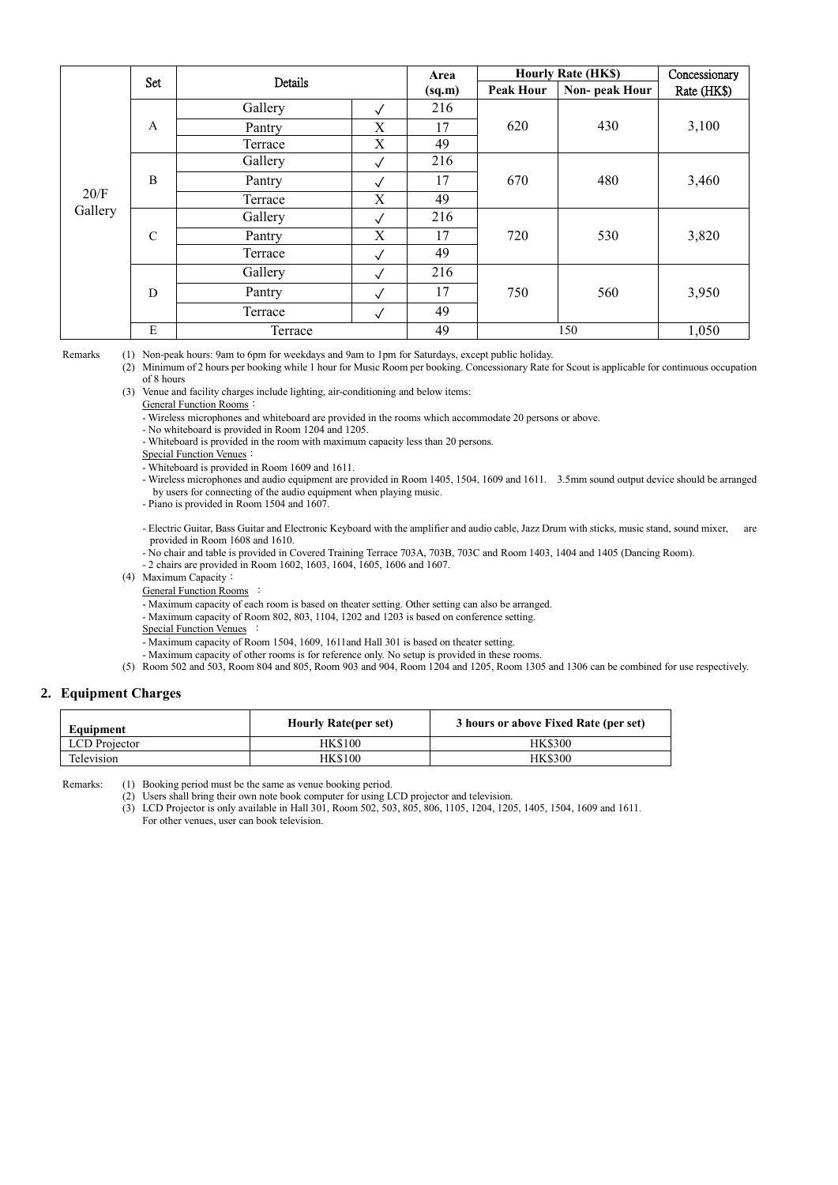| | Set | Details | | Area (sq.m) | Hourly Rate (HK$) | | Concessionary Rate (HK$) |
|---|---|---|---|---|---|---|---|
| | | | | | Peak Hour | Non- peak Hour | |
| 20/F Gallery | A | Gallery | ✓ | 216 | 620 | 430 | 3,100 |
| | | Pantry | X | 17 | | | |
| | | Terrace | X | 49 | | | |
| | B | Gallery | ✓ | 216 | 670 | 480 | 3,460 |
| | | Pantry | ✓ | 17 | | | |
| | | Terrace | X | 49 | | | |
| | C | Gallery | ✓ | 216 | 720 | 530 | 3,820 |
| | | Pantry | X | 17 | | | |
| | | Terrace | ✓ | 49 | | | |
| | D | Gallery | ✓ | 216 | 750 | 560 | 3,950 |
| | | Pantry | ✓ | 17 | | | |
| | | Terrace | ✓ | 49 | | | |
| | E | Terrace | | 49 | 150 | | 1,050 |

Remarks
(1) Non-peak hours: 9am to 6pm for weekdays and 9am to 1pm for Saturdays, except public holiday.
(2) Minimum of 2 hours per booking while 1 hour for Music Room per booking. Concessionary Rate for Scout is applicable for continuous occupation of 8 hours
(3) Venue and facility charges include lighting, air-conditioning and below items:
General Function Rooms：
- Wireless microphones and whiteboard are provided in the rooms which accommodate 20 persons or above.
- No whiteboard is provided in Room 1204 and 1205.
- Whiteboard is provided in the room with maximum capacity less than 20 persons.
Special Function Venues：
- Whiteboard is provided in Room 1609 and 1611.
- Wireless microphones and audio equipment are provided in Room 1405, 1504, 1609 and 1611. 3.5mm sound output device should be arranged by users for connecting of the audio equipment when playing music.
- Piano is provided in Room 1504 and 1607.
- Electric Guitar, Bass Guitar and Electronic Keyboard with the amplifier and audio cable, Jazz Drum with sticks, music stand, sound mixer, are provided in Room 1608 and 1610.
- No chair and table is provided in Covered Training Terrace 703A, 703B, 703C and Room 1403, 1404 and 1405 (Dancing Room).
- 2 chairs are provided in Room 1602, 1603, 1604, 1605, 1606 and 1607.
(4) Maximum Capacity：
General Function Rooms ：
- Maximum capacity of each room is based on theater setting. Other setting can also be arranged.
- Maximum capacity of Room 802, 803, 1104, 1202 and 1203 is based on conference setting.
Special Function Venues ：
- Maximum capacity of Room 1504, 1609, 1611and Hall 301 is based on theater setting.
- Maximum capacity of other rooms is for reference only. No setup is provided in these rooms.
(5) Room 502 and 503, Room 804 and 805, Room 903 and 904, Room 1204 and 1205, Room 1305 and 1306 can be combined for use respectively.

## 2. Equipment Charges

| Equipment | Hourly Rate(per set) | 3 hours or above Fixed Rate (per set) |
|---|---|---|
| LCD Projector | HK$100 | HK$300 |
| Television | HK$100 | HK$300 |

Remarks:
(1) Booking period must be the same as venue booking period.
(2) Users shall bring their own note book computer for using LCD projector and television.
(3) LCD Projector is only available in Hall 301, Room 502, 503, 805, 806, 1105, 1204, 1205, 1405, 1504, 1609 and 1611. For other venues, user can book television.